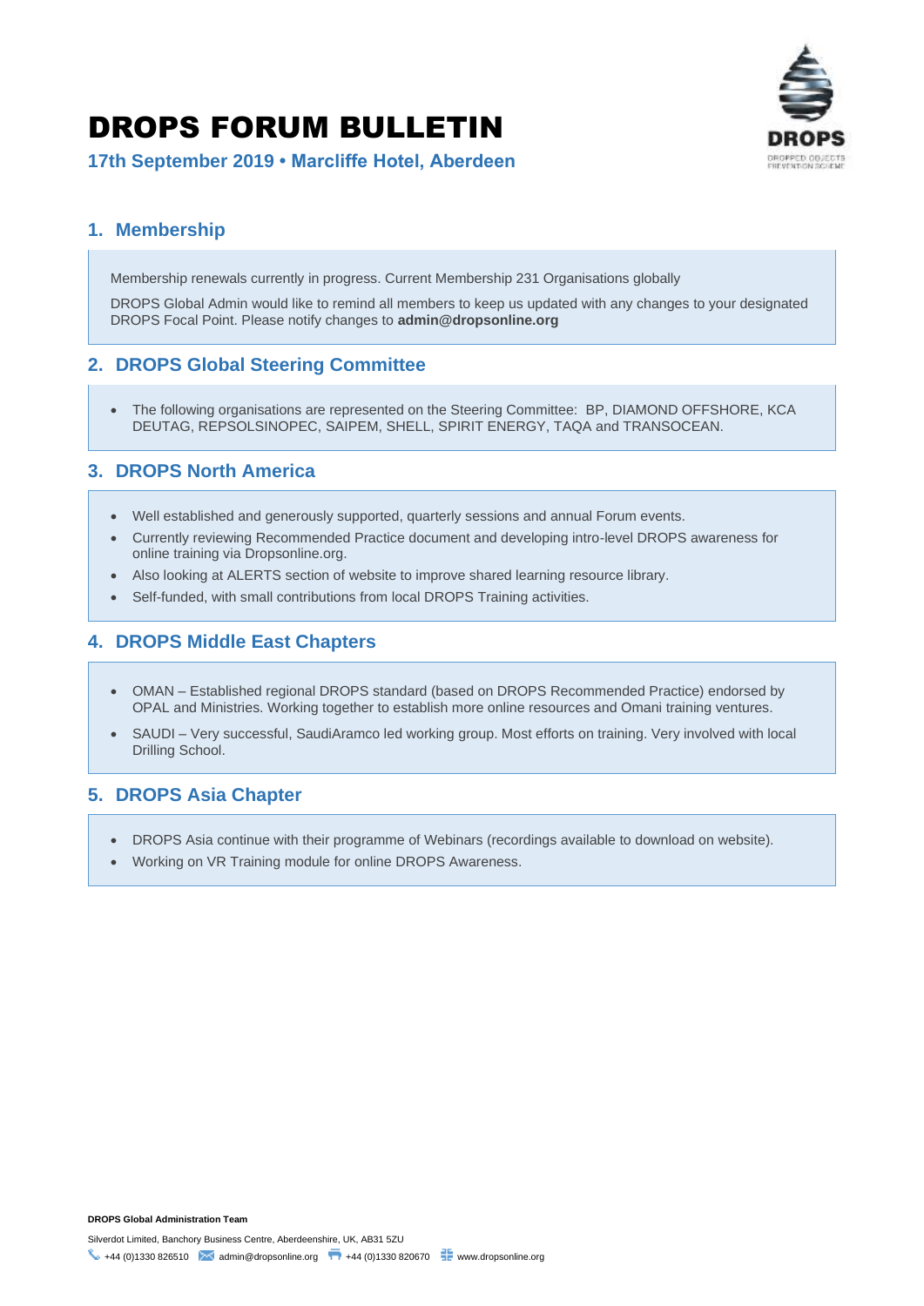# DROPS FORUM BULLETIN

**17th September 2019 • Marcliffe Hotel, Aberdeen**

## 1. Membership

Membership renewals currently in progress. Current Membership 231 Organisations globally

DROPS Global Admin would like to remind all members to keep us updated with any changes to your designated DROPS Focal Point. Please notify changes to **admin@dropsonline.org**

## 2. DROPS Global Steering Committee

- The following organisations are represented on the Steering Committee: BP, DIAMOND OFFSHORE, KCA DEUTAG, REPSOLSINOPEC, SAIPEM, SHELL, SPIRIT ENERGY, TAQA and TRANSOCEAN.

## 3. DROPS North America

- Well established and generously supported, quarterly sessions and annual Forum events.
- Currently reviewing Recommended Practice document and developing intro-level DROPS awareness for online training via Dropsonline.org.
- Also looking at ALERTS section of website to improve shared learning resource library.
- Self-funded, with small contributions from local DROPS Training activities.

## 4. DROPS Middle East Chapters

- OMAN – Established regional DROPS standard (based on DROPS Recommended Practice) endorsed by OPAL and Ministries. Working together to establish more online resources and Omani training ventures.
- SAUDI – Very successful, SaudiAramco led working group. Most efforts on training. Very involved with local Drilling School.

## 5. DROPS Asia Chapter

- DROPS Asia continue with their programme of Webinars (recordings available to download on website).
- Working on VR Training module for online DROPS Awareness.

**DROPS Global Administration Team**

Silverdot Limited, Banchory Business Centre, Aberdeenshire, UK, AB31 5ZU

+44 (0)1330 826510 admin@dropsonline.org +44 (0)1330 820670 www.dropsonline.org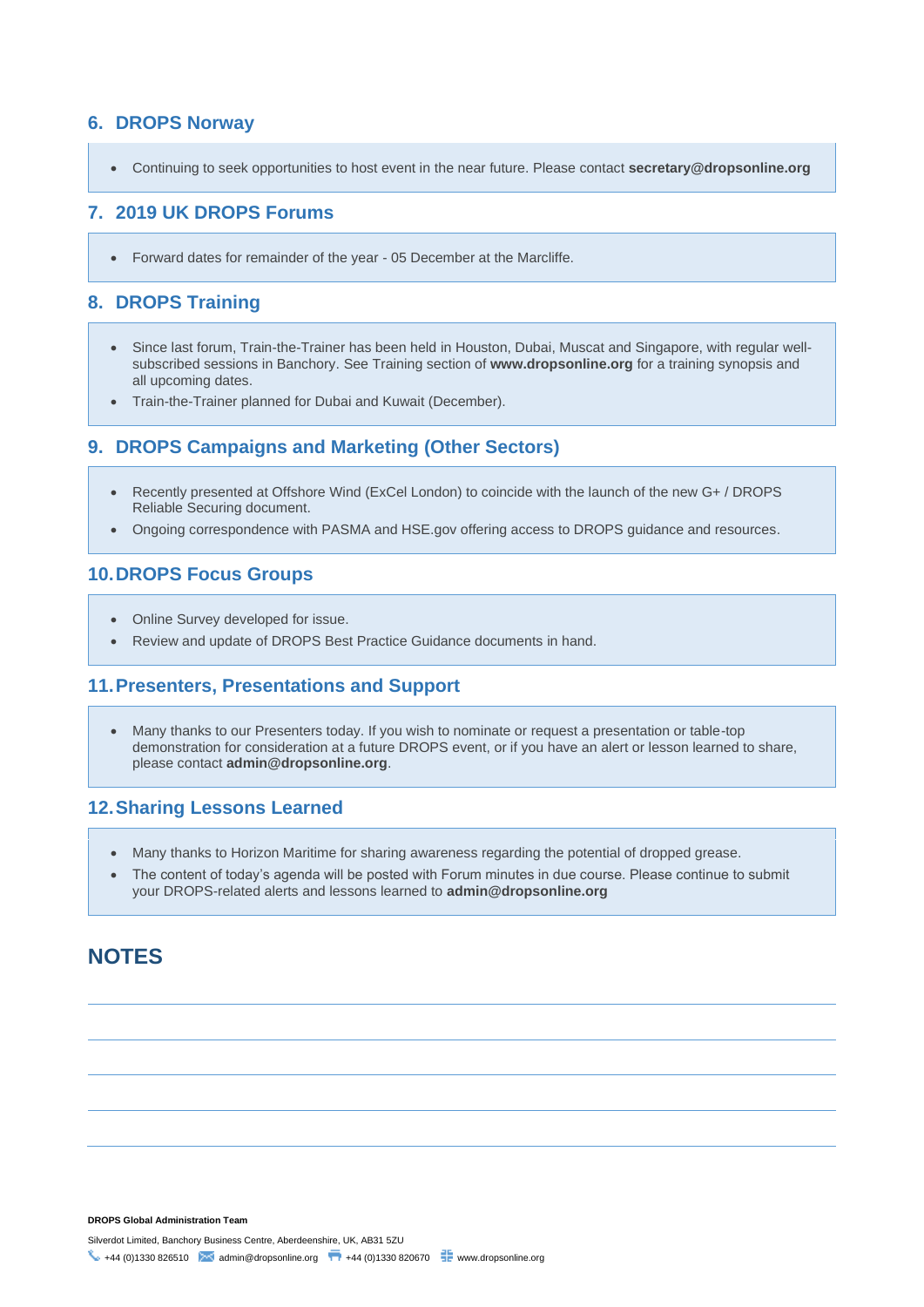## 6. DROPS Norway

- Continuing to seek opportunities to host event in the near future. Please contact **secretary@dropsonline.org**

## 7. 2019 UK DROPS Forums

- Forward dates for remainder of the year - 05 December at the Marcliffe.

## 8. DROPS Training

- Since last forum, Train-the-Trainer has been held in Houston, Dubai, Muscat and Singapore, with regular well-subscribed sessions in Banchory. See Training section of **www.dropsonline.org** for a training synopsis and all upcoming dates.
- Train-the-Trainer planned for Dubai and Kuwait (December).

## 9. DROPS Campaigns and Marketing (Other Sectors)

- Recently presented at Offshore Wind (ExCel London) to coincide with the launch of the new G+ / DROPS Reliable Securing document.
- Ongoing correspondence with PASMA and HSE.gov offering access to DROPS guidance and resources.

## 10. DROPS Focus Groups

- Online Survey developed for issue.
- Review and update of DROPS Best Practice Guidance documents in hand.

## 11. Presenters, Presentations and Support

- Many thanks to our Presenters today. If you wish to nominate or request a presentation or table-top demonstration for consideration at a future DROPS event, or if you have an alert or lesson learned to share, please contact **admin@dropsonline.org**.

## 12. Sharing Lessons Learned

- Many thanks to Horizon Maritime for sharing awareness regarding the potential of dropped grease.
- The content of today's agenda will be posted with Forum minutes in due course. Please continue to submit your DROPS-related alerts and lessons learned to **admin@dropsonline.org**

# NOTES

**DROPS Global Administration Team**

Silverdot Limited, Banchory Business Centre, Aberdeenshire, UK, AB31 5ZU

+44 (0)1330 826510 admin@dropsonline.org +44 (0)1330 820670 www.dropsonline.org